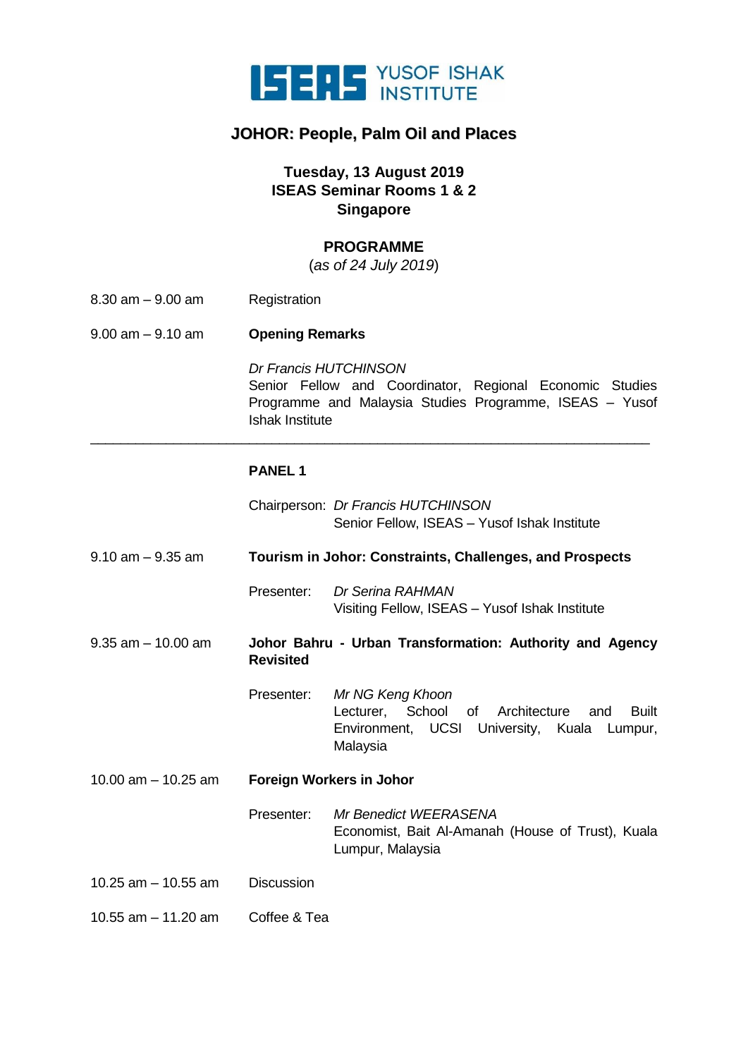ISEAS YUSOF ISHAK INSTITUTE

# JOHOR: People, Palm Oil and Places

**Tuesday, 13 August 2019**
**ISEAS Seminar Rooms 1 & 2**
**Singapore**

## PROGRAMME

(*as of 24 July 2019*)

8.30 am – 9.00 am Registration

9.00 am – 9.10 am **Opening Remarks**

*Dr Francis HUTCHINSON*
Senior Fellow and Coordinator, Regional Economic Studies Programme and Malaysia Studies Programme, ISEAS – Yusof Ishak Institute

---

## PANEL 1

Chairperson: *Dr Francis HUTCHINSON*
Senior Fellow, ISEAS – Yusof Ishak Institute

9.10 am – 9.35 am **Tourism in Johor: Constraints, Challenges, and Prospects**

Presenter: *Dr Serina RAHMAN*
Visiting Fellow, ISEAS – Yusof Ishak Institute

9.35 am – 10.00 am **Johor Bahru - Urban Transformation: Authority and Agency Revisited**

Presenter: *Mr NG Keng Khoon*
Lecturer, School of Architecture and Built Environment, UCSI University, Kuala Lumpur, Malaysia

10.00 am – 10.25 am **Foreign Workers in Johor**

Presenter: *Mr Benedict WEERASENA*
Economist, Bait Al-Amanah (House of Trust), Kuala Lumpur, Malaysia

10.25 am – 10.55 am Discussion

10.55 am – 11.20 am Coffee & Tea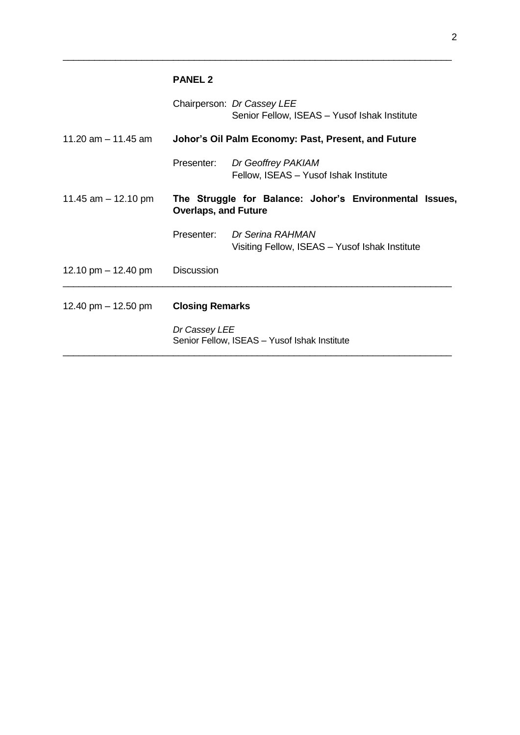## PANEL 2

Chairperson: *Dr Cassey LEE*
Senior Fellow, ISEAS – Yusof Ishak Institute

| | | |
|---|---|---|
| 11.20 am – 11.45 am | **Johor's Oil Palm Economy: Past, Present, and Future** | |
| | Presenter: | *Dr Geoffrey PAKIAM*<br>Fellow, ISEAS – Yusof Ishak Institute |
| 11.45 am – 12.10 pm | **The Struggle for Balance: Johor's Environmental Issues, Overlaps, and Future** | |
| | Presenter: | *Dr Serina RAHMAN*<br>Visiting Fellow, ISEAS – Yusof Ishak Institute |
| 12.10 pm – 12.40 pm | Discussion | |
| 12.40 pm – 12.50 pm | **Closing Remarks** | |
| | *Dr Cassey LEE*<br>Senior Fellow, ISEAS – Yusof Ishak Institute | |